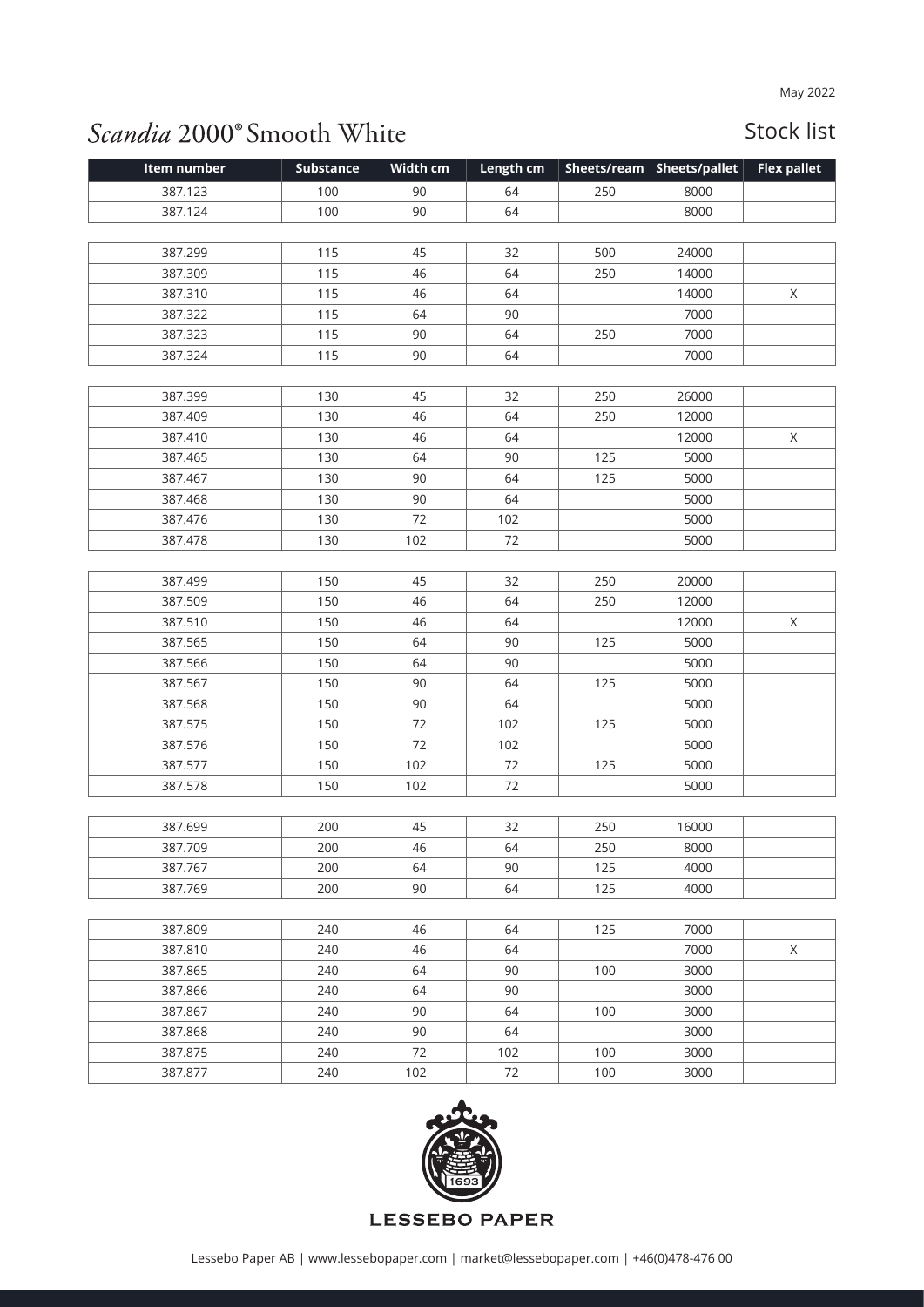May 2022

# *Scandia* 2000® Smooth White

## Stock list

| Item number | Substance | Width cm | Length cm | Sheets/ream | Sheets/pallet | Flex pallet |
|---|---|---|---|---|---|---|
| 387.123 | 100 | 90 | 64 | 250 | 8000 | |
| 387.124 | 100 | 90 | 64 | | 8000 | |
| | | | | | | |
| 387.299 | 115 | 45 | 32 | 500 | 24000 | |
| 387.309 | 115 | 46 | 64 | 250 | 14000 | |
| 387.310 | 115 | 46 | 64 | | 14000 | X |
| 387.322 | 115 | 64 | 90 | | 7000 | |
| 387.323 | 115 | 90 | 64 | 250 | 7000 | |
| 387.324 | 115 | 90 | 64 | | 7000 | |
| | | | | | | |
| 387.399 | 130 | 45 | 32 | 250 | 26000 | |
| 387.409 | 130 | 46 | 64 | 250 | 12000 | |
| 387.410 | 130 | 46 | 64 | | 12000 | X |
| 387.465 | 130 | 64 | 90 | 125 | 5000 | |
| 387.467 | 130 | 90 | 64 | 125 | 5000 | |
| 387.468 | 130 | 90 | 64 | | 5000 | |
| 387.476 | 130 | 72 | 102 | | 5000 | |
| 387.478 | 130 | 102 | 72 | | 5000 | |
| | | | | | | |
| 387.499 | 150 | 45 | 32 | 250 | 20000 | |
| 387.509 | 150 | 46 | 64 | 250 | 12000 | |
| 387.510 | 150 | 46 | 64 | | 12000 | X |
| 387.565 | 150 | 64 | 90 | 125 | 5000 | |
| 387.566 | 150 | 64 | 90 | | 5000 | |
| 387.567 | 150 | 90 | 64 | 125 | 5000 | |
| 387.568 | 150 | 90 | 64 | | 5000 | |
| 387.575 | 150 | 72 | 102 | 125 | 5000 | |
| 387.576 | 150 | 72 | 102 | | 5000 | |
| 387.577 | 150 | 102 | 72 | 125 | 5000 | |
| 387.578 | 150 | 102 | 72 | | 5000 | |
| | | | | | | |
| 387.699 | 200 | 45 | 32 | 250 | 16000 | |
| 387.709 | 200 | 46 | 64 | 250 | 8000 | |
| 387.767 | 200 | 64 | 90 | 125 | 4000 | |
| 387.769 | 200 | 90 | 64 | 125 | 4000 | |
| | | | | | | |
| 387.809 | 240 | 46 | 64 | 125 | 7000 | |
| 387.810 | 240 | 46 | 64 | | 7000 | X |
| 387.865 | 240 | 64 | 90 | 100 | 3000 | |
| 387.866 | 240 | 64 | 90 | | 3000 | |
| 387.867 | 240 | 90 | 64 | 100 | 3000 | |
| 387.868 | 240 | 90 | 64 | | 3000 | |
| 387.875 | 240 | 72 | 102 | 100 | 3000 | |
| 387.877 | 240 | 102 | 72 | 100 | 3000 | |

1693

LESSEBO PAPER

Lessebo Paper AB | www.lessebopaper.com | market@lessebopaper.com | +46(0)478-476 00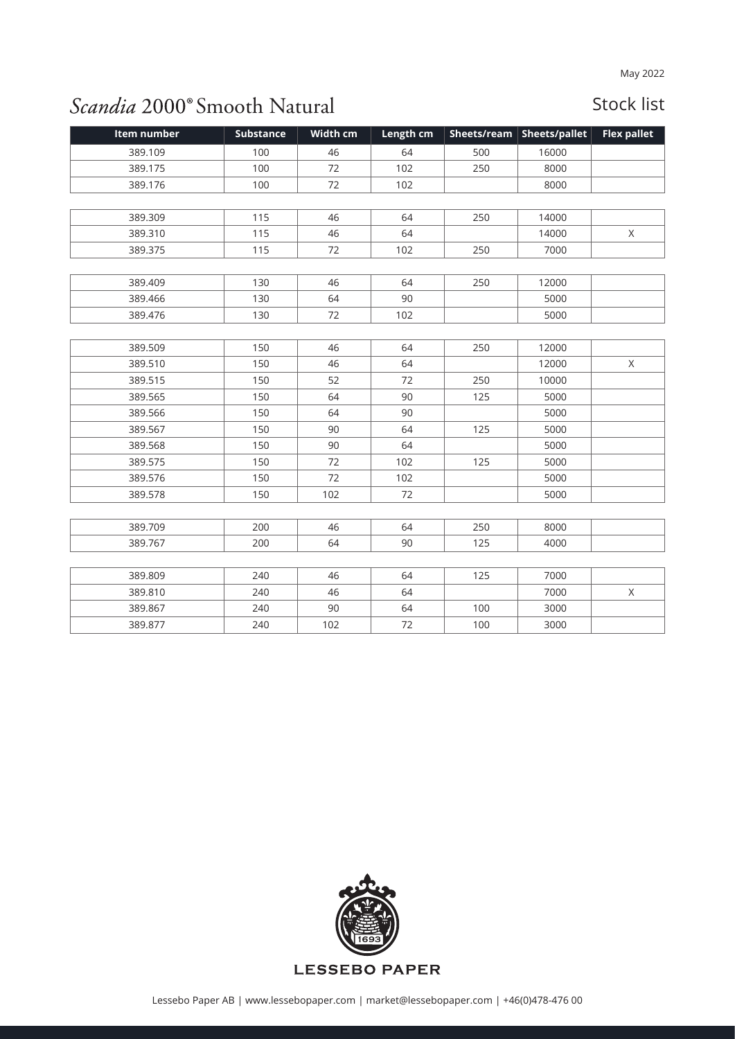May 2022

# *Scandia* 2000® Smooth Natural

## Stock list

| Item number | Substance | Width cm | Length cm | Sheets/ream | Sheets/pallet | Flex pallet |
|---|---|---|---|---|---|---|
| 389.109 | 100 | 46 | 64 | 500 | 16000 | |
| 389.175 | 100 | 72 | 102 | 250 | 8000 | |
| 389.176 | 100 | 72 | 102 | | 8000 | |
| 389.309 | 115 | 46 | 64 | 250 | 14000 | |
| 389.310 | 115 | 46 | 64 | | 14000 | X |
| 389.375 | 115 | 72 | 102 | 250 | 7000 | |
| 389.409 | 130 | 46 | 64 | 250 | 12000 | |
| 389.466 | 130 | 64 | 90 | | 5000 | |
| 389.476 | 130 | 72 | 102 | | 5000 | |
| 389.509 | 150 | 46 | 64 | 250 | 12000 | |
| 389.510 | 150 | 46 | 64 | | 12000 | X |
| 389.515 | 150 | 52 | 72 | 250 | 10000 | |
| 389.565 | 150 | 64 | 90 | 125 | 5000 | |
| 389.566 | 150 | 64 | 90 | | 5000 | |
| 389.567 | 150 | 90 | 64 | 125 | 5000 | |
| 389.568 | 150 | 90 | 64 | | 5000 | |
| 389.575 | 150 | 72 | 102 | 125 | 5000 | |
| 389.576 | 150 | 72 | 102 | | 5000 | |
| 389.578 | 150 | 102 | 72 | | 5000 | |
| 389.709 | 200 | 46 | 64 | 250 | 8000 | |
| 389.767 | 200 | 64 | 90 | 125 | 4000 | |
| 389.809 | 240 | 46 | 64 | 125 | 7000 | |
| 389.810 | 240 | 46 | 64 | | 7000 | X |
| 389.867 | 240 | 90 | 64 | 100 | 3000 | |
| 389.877 | 240 | 102 | 72 | 100 | 3000 | |

1693

LESSEBO PAPER

Lessebo Paper AB | www.lessebopaper.com | market@lessebopaper.com | +46(0)478-476 00